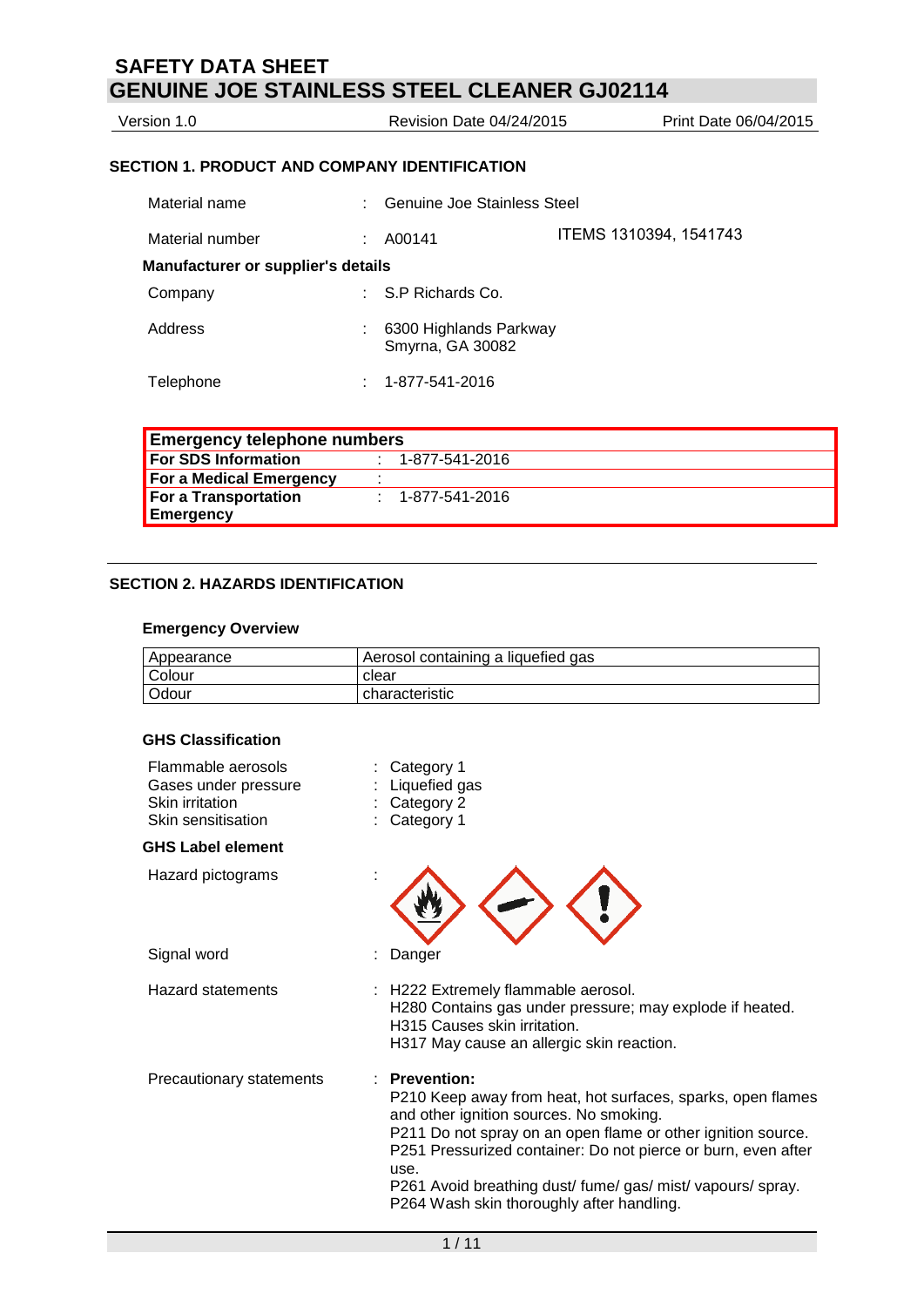# SAFETY DATA SHEET
# GENUINE JOE STAINLESS STEEL CLEANER GJ02114

Version 1.0 | Revision Date 04/24/2015 | Print Date 06/04/2015

## SECTION 1. PRODUCT AND COMPANY IDENTIFICATION

Material name : Genuine Joe Stainless Steel

Material number : A00141 ITEMS 1310394, 1541743

**Manufacturer or supplier's details**

Company : S.P Richards Co.

Address : 6300 Highlands Parkway
Smyrna, GA 30082

Telephone : 1-877-541-2016

| **Emergency telephone numbers** | |
|---|---|
| **For SDS Information** | : 1-877-541-2016 |
| **For a Medical Emergency** | : |
| **For a Transportation Emergency** | : 1-877-541-2016 |

## SECTION 2. HAZARDS IDENTIFICATION

### Emergency Overview

| Appearance | Aerosol containing a liquefied gas |
|---|---|
| Colour | clear |
| Odour | characteristic |

### GHS Classification

Flammable aerosols : Category 1
Gases under pressure : Liquefied gas
Skin irritation : Category 2
Skin sensitisation : Category 1

### GHS Label element

Hazard pictograms :

Signal word : Danger

Hazard statements : H222 Extremely flammable aerosol.
H280 Contains gas under pressure; may explode if heated.
H315 Causes skin irritation.
H317 May cause an allergic skin reaction.

Precautionary statements : **Prevention:**
P210 Keep away from heat, hot surfaces, sparks, open flames and other ignition sources. No smoking.
P211 Do not spray on an open flame or other ignition source.
P251 Pressurized container: Do not pierce or burn, even after use.
P261 Avoid breathing dust/ fume/ gas/ mist/ vapours/ spray.
P264 Wash skin thoroughly after handling.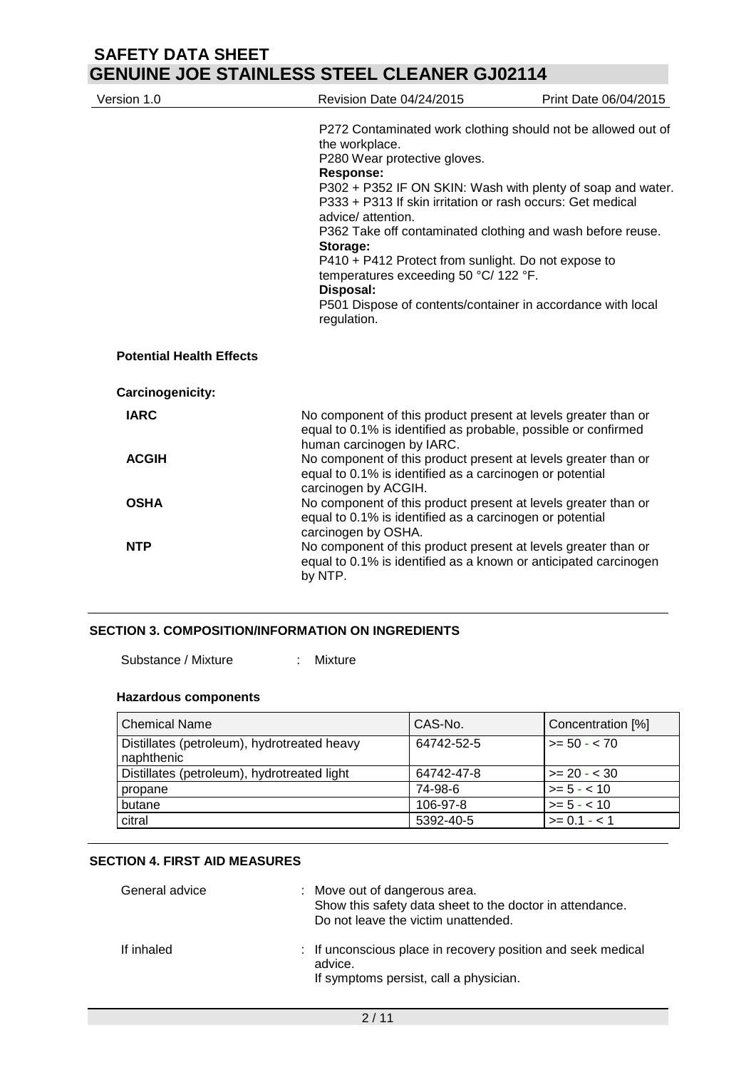P272 Contaminated work clothing should not be allowed out of the workplace.
P280 Wear protective gloves.

**Response:**

P302 + P352 IF ON SKIN: Wash with plenty of soap and water.
P333 + P313 If skin irritation or rash occurs: Get medical advice/ attention.
P362 Take off contaminated clothing and wash before reuse.

**Storage:**

P410 + P412 Protect from sunlight. Do not expose to temperatures exceeding 50 °C/ 122 °F.

**Disposal:**

P501 Dispose of contents/container in accordance with local regulation.

**Potential Health Effects**

**Carcinogenicity:**

**IARC** No component of this product present at levels greater than or equal to 0.1% is identified as probable, possible or confirmed human carcinogen by IARC.

**ACGIH** No component of this product present at levels greater than or equal to 0.1% is identified as a carcinogen or potential carcinogen by ACGIH.

**OSHA** No component of this product present at levels greater than or equal to 0.1% is identified as a carcinogen or potential carcinogen by OSHA.

**NTP** No component of this product present at levels greater than or equal to 0.1% is identified as a known or anticipated carcinogen by NTP.

## SECTION 3. COMPOSITION/INFORMATION ON INGREDIENTS

Substance / Mixture : Mixture

**Hazardous components**

| Chemical Name | CAS-No. | Concentration [%] |
|---|---|---|
| Distillates (petroleum), hydrotreated heavy naphthenic | 64742-52-5 | >= 50 - < 70 |
| Distillates (petroleum), hydrotreated light | 64742-47-8 | >= 20 - < 30 |
| propane | 74-98-6 | >= 5 - < 10 |
| butane | 106-97-8 | >= 5 - < 10 |
| citral | 5392-40-5 | >= 0.1 - < 1 |

## SECTION 4. FIRST AID MEASURES

General advice : Move out of dangerous area.
Show this safety data sheet to the doctor in attendance.
Do not leave the victim unattended.

If inhaled : If unconscious place in recovery position and seek medical advice.
If symptoms persist, call a physician.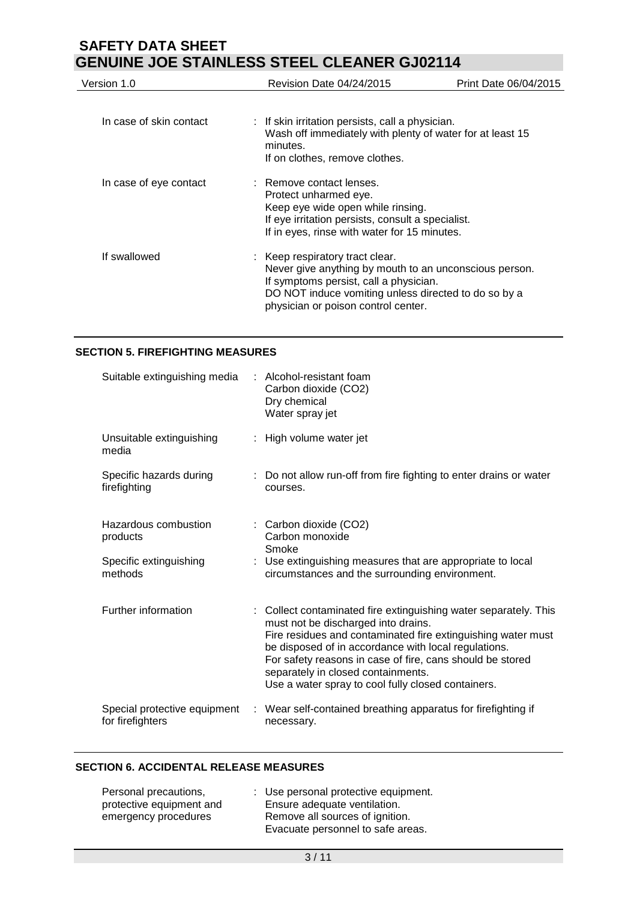| | |
|---|---|
| In case of skin contact | : If skin irritation persists, call a physician.<br>Wash off immediately with plenty of water for at least 15 minutes.<br>If on clothes, remove clothes. |
| In case of eye contact | : Remove contact lenses.<br>Protect unharmed eye.<br>Keep eye wide open while rinsing.<br>If eye irritation persists, consult a specialist.<br>If in eyes, rinse with water for 15 minutes. |
| If swallowed | : Keep respiratory tract clear.<br>Never give anything by mouth to an unconscious person.<br>If symptoms persist, call a physician.<br>DO NOT induce vomiting unless directed to do so by a physician or poison control center. |

## SECTION 5. FIREFIGHTING MEASURES

| | |
|---|---|
| Suitable extinguishing media | : Alcohol-resistant foam<br>Carbon dioxide ($CO_2$)<br>Dry chemical<br>Water spray jet |
| Unsuitable extinguishing media | : High volume water jet |
| Specific hazards during firefighting | : Do not allow run-off from fire fighting to enter drains or water courses. |
| Hazardous combustion products | : Carbon dioxide ($CO_2$)<br>Carbon monoxide<br>Smoke |
| Specific extinguishing methods | : Use extinguishing measures that are appropriate to local circumstances and the surrounding environment. |
| Further information | : Collect contaminated fire extinguishing water separately. This must not be discharged into drains.<br>Fire residues and contaminated fire extinguishing water must be disposed of in accordance with local regulations.<br>For safety reasons in case of fire, cans should be stored separately in closed containments.<br>Use a water spray to cool fully closed containers. |
| Special protective equipment for firefighters | : Wear self-contained breathing apparatus for firefighting if necessary. |

## SECTION 6. ACCIDENTAL RELEASE MEASURES

| | |
|---|---|
| Personal precautions, protective equipment and emergency procedures | : Use personal protective equipment.<br>Ensure adequate ventilation.<br>Remove all sources of ignition.<br>Evacuate personnel to safe areas. |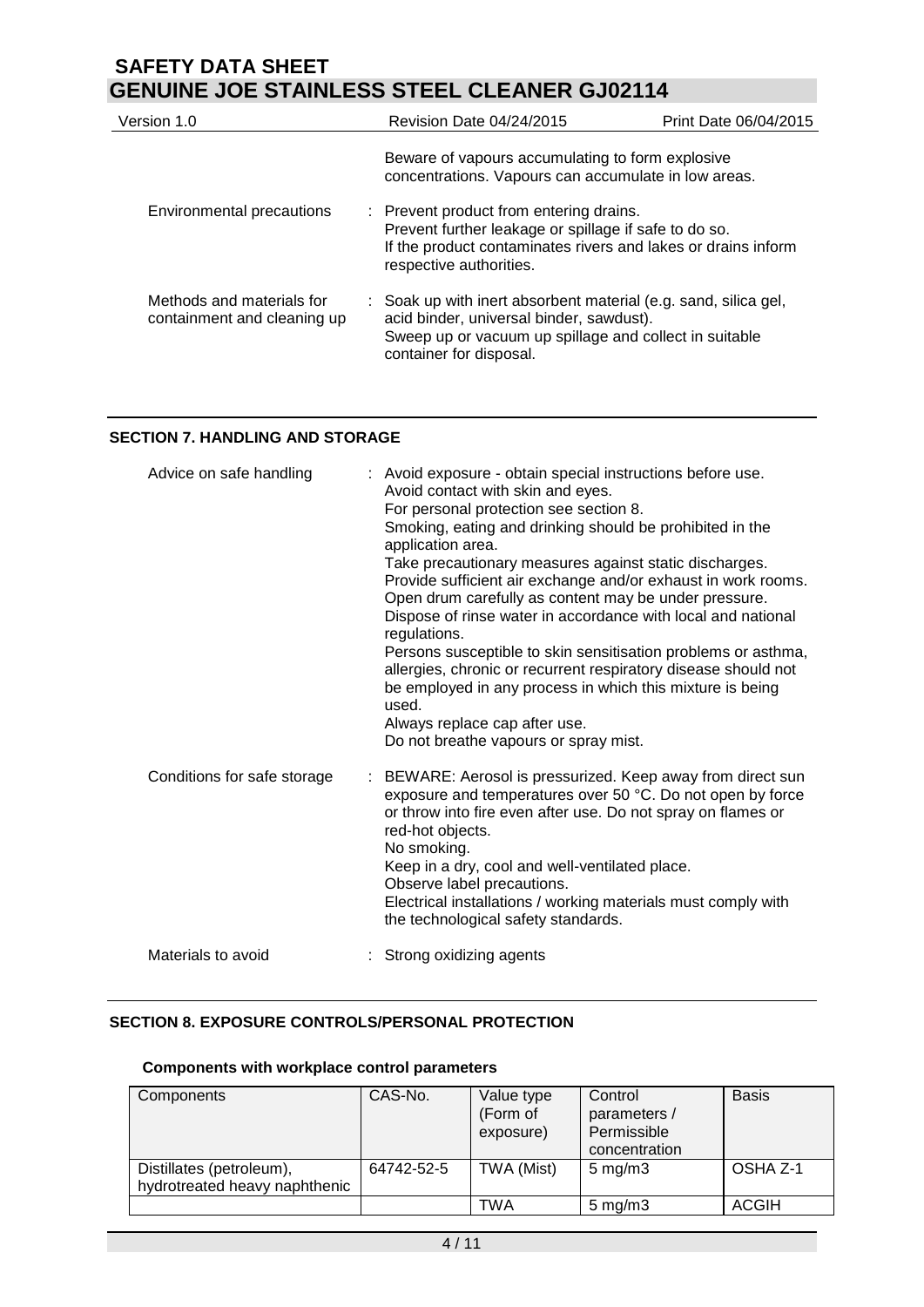Beware of vapours accumulating to form explosive concentrations. Vapours can accumulate in low areas.

| | |
|---|---|
| Environmental precautions | : Prevent product from entering drains.<br>Prevent further leakage or spillage if safe to do so.<br>If the product contaminates rivers and lakes or drains inform respective authorities. |
| Methods and materials for containment and cleaning up | : Soak up with inert absorbent material (e.g. sand, silica gel, acid binder, universal binder, sawdust).<br>Sweep up or vacuum up spillage and collect in suitable container for disposal. |

## SECTION 7. HANDLING AND STORAGE

| | |
|---|---|
| Advice on safe handling | : Avoid exposure - obtain special instructions before use.<br>Avoid contact with skin and eyes.<br>For personal protection see section 8.<br>Smoking, eating and drinking should be prohibited in the application area.<br>Take precautionary measures against static discharges.<br>Provide sufficient air exchange and/or exhaust in work rooms.<br>Open drum carefully as content may be under pressure.<br>Dispose of rinse water in accordance with local and national regulations.<br>Persons susceptible to skin sensitisation problems or asthma, allergies, chronic or recurrent respiratory disease should not be employed in any process in which this mixture is being used.<br>Always replace cap after use.<br>Do not breathe vapours or spray mist. |
| Conditions for safe storage | : BEWARE: Aerosol is pressurized. Keep away from direct sun exposure and temperatures over 50 °C. Do not open by force or throw into fire even after use. Do not spray on flames or red-hot objects.<br>No smoking.<br>Keep in a dry, cool and well-ventilated place.<br>Observe label precautions.<br>Electrical installations / working materials must comply with the technological safety standards. |
| Materials to avoid | : Strong oxidizing agents |

## SECTION 8. EXPOSURE CONTROLS/PERSONAL PROTECTION

### Components with workplace control parameters

| Components | CAS-No. | Value type (Form of exposure) | Control parameters / Permissible concentration | Basis |
|---|---|---|---|---|
| Distillates (petroleum), hydrotreated heavy naphthenic | 64742-52-5 | TWA (Mist) | 5 mg/m3 | OSHA Z-1 |
| | | TWA | 5 mg/m3 | ACGIH |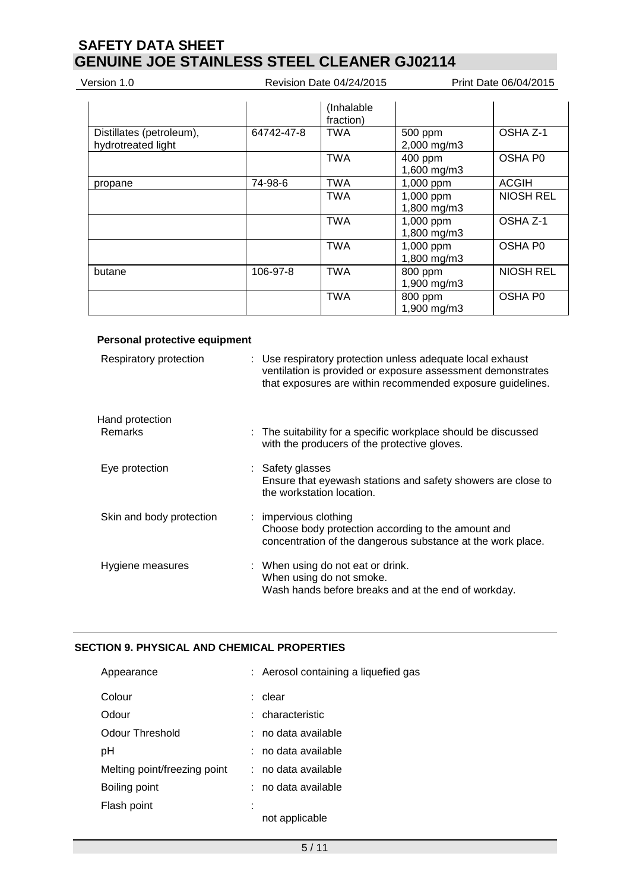| | | (Inhalable fraction) | | |
|---|---|---|---|---|
| Distillates (petroleum), hydrotreated light | 64742-47-8 | TWA | 500 ppm 2,000 mg/m3 | OSHA Z-1 |
| | | TWA | 400 ppm 1,600 mg/m3 | OSHA P0 |
| propane | 74-98-6 | TWA | 1,000 ppm | ACGIH |
| | | TWA | 1,000 ppm 1,800 mg/m3 | NIOSH REL |
| | | TWA | 1,000 ppm 1,800 mg/m3 | OSHA Z-1 |
| | | TWA | 1,000 ppm 1,800 mg/m3 | OSHA P0 |
| butane | 106-97-8 | TWA | 800 ppm 1,900 mg/m3 | NIOSH REL |
| | | TWA | 800 ppm 1,900 mg/m3 | OSHA P0 |

**Personal protective equipment**

Respiratory protection : Use respiratory protection unless adequate local exhaust ventilation is provided or exposure assessment demonstrates that exposures are within recommended exposure guidelines.

Hand protection
Remarks : The suitability for a specific workplace should be discussed with the producers of the protective gloves.

Eye protection : Safety glasses
Ensure that eyewash stations and safety showers are close to the workstation location.

Skin and body protection : impervious clothing
Choose body protection according to the amount and concentration of the dangerous substance at the work place.

Hygiene measures : When using do not eat or drink.
When using do not smoke.
Wash hands before breaks and at the end of workday.

## SECTION 9. PHYSICAL AND CHEMICAL PROPERTIES

Appearance : Aerosol containing a liquefied gas

Colour : clear

Odour : characteristic

Odour Threshold : no data available

pH : no data available

Melting point/freezing point : no data available

Boiling point : no data available

Flash point : not applicable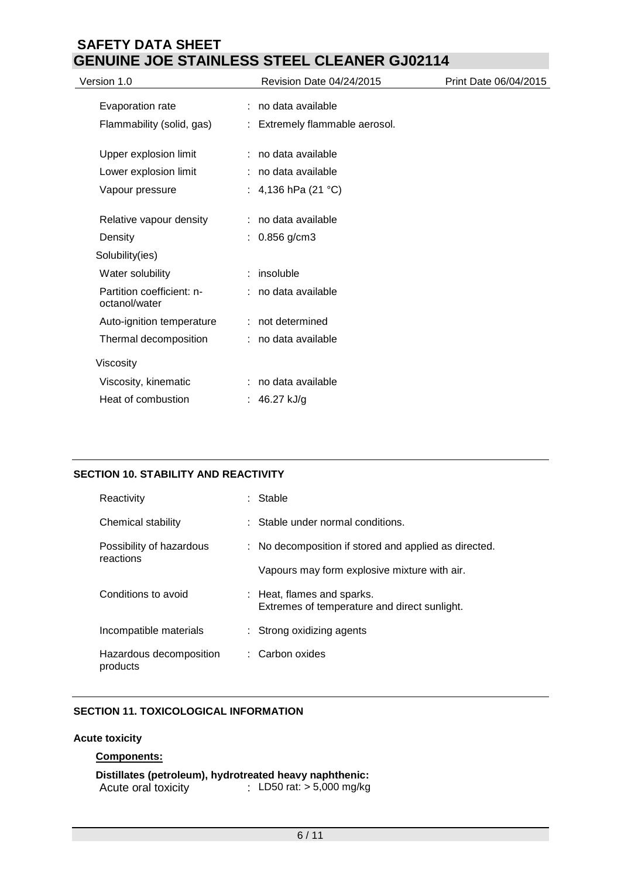| | |
|---|---|
| Evaporation rate | : no data available |
| Flammability (solid, gas) | : Extremely flammable aerosol. |
| Upper explosion limit | : no data available |
| Lower explosion limit | : no data available |
| Vapour pressure | : 4,136 hPa (21 °C) |
| Relative vapour density | : no data available |
| Density | : 0.856 g/cm3 |
| Solubility(ies) | |
| Water solubility | : insoluble |
| Partition coefficient: n-octanol/water | : no data available |
| Auto-ignition temperature | : not determined |
| Thermal decomposition | : no data available |
| Viscosity | |
| Viscosity, kinematic | : no data available |
| Heat of combustion | : 46.27 kJ/g |

## SECTION 10. STABILITY AND REACTIVITY

| | |
|---|---|
| Reactivity | : Stable |
| Chemical stability | : Stable under normal conditions. |
| Possibility of hazardous reactions | : No decomposition if stored and applied as directed. Vapours may form explosive mixture with air. |
| Conditions to avoid | : Heat, flames and sparks. Extremes of temperature and direct sunlight. |
| Incompatible materials | : Strong oxidizing agents |
| Hazardous decomposition products | : Carbon oxides |

## SECTION 11. TOXICOLOGICAL INFORMATION

**Acute toxicity**

**Components:**

**Distillates (petroleum), hydrotreated heavy naphthenic:**

Acute oral toxicity : LD50 rat: > 5,000 mg/kg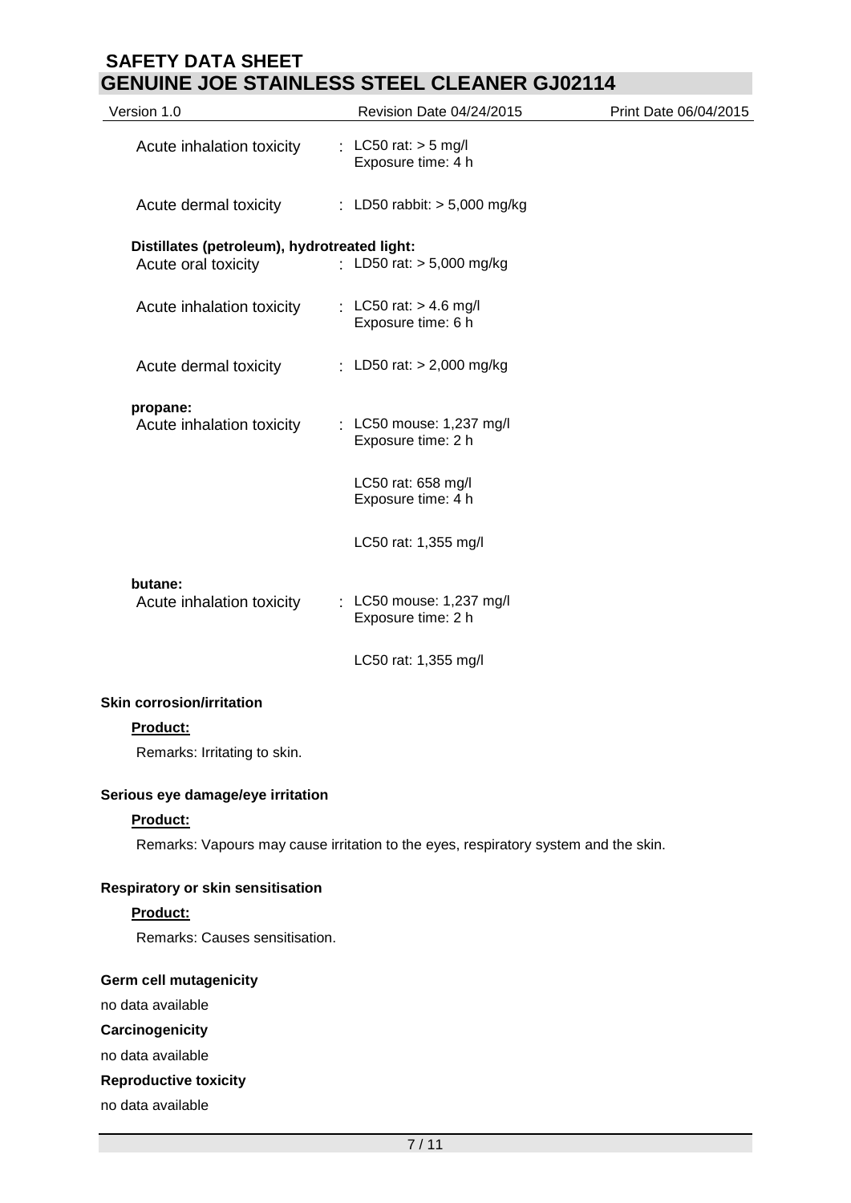| | | |
|---|---|---|
| Acute inhalation toxicity | : | LC50 rat: > 5 mg/l<br>Exposure time: 4 h |
| Acute dermal toxicity | : | LD50 rabbit: > 5,000 mg/kg |

**Distillates (petroleum), hydrotreated light:**

| | | |
|---|---|---|
| Acute oral toxicity | : | LD50 rat: > 5,000 mg/kg |
| Acute inhalation toxicity | : | LC50 rat: > 4.6 mg/l<br>Exposure time: 6 h |
| Acute dermal toxicity | : | LD50 rat: > 2,000 mg/kg |

**propane:**

| | | |
|---|---|---|
| Acute inhalation toxicity | : | LC50 mouse: 1,237 mg/l<br>Exposure time: 2 h |
| | | LC50 rat: 658 mg/l<br>Exposure time: 4 h |
| | | LC50 rat: 1,355 mg/l |

**butane:**

| | | |
|---|---|---|
| Acute inhalation toxicity | : | LC50 mouse: 1,237 mg/l<br>Exposure time: 2 h |
| | | LC50 rat: 1,355 mg/l |

**Skin corrosion/irritation**

**Product:**

Remarks: Irritating to skin.

**Serious eye damage/eye irritation**

**Product:**

Remarks: Vapours may cause irritation to the eyes, respiratory system and the skin.

**Respiratory or skin sensitisation**

**Product:**

Remarks: Causes sensitisation.

**Germ cell mutagenicity**

no data available

**Carcinogenicity**

no data available

**Reproductive toxicity**

no data available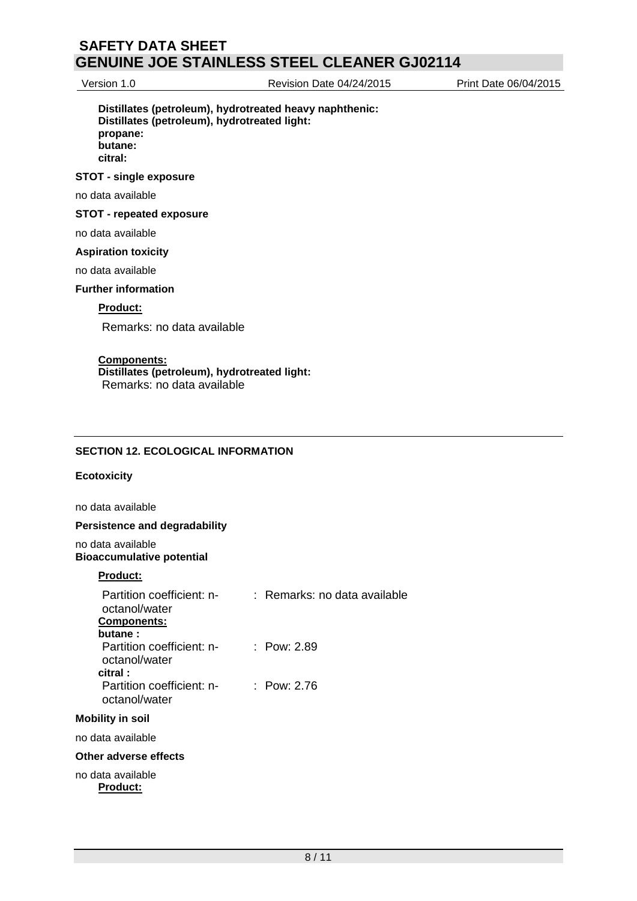**Distillates (petroleum), hydrotreated heavy naphthenic:**
**Distillates (petroleum), hydrotreated light:**
**propane:**
**butane:**
**citral:**

**STOT - single exposure**

no data available

**STOT - repeated exposure**

no data available

**Aspiration toxicity**

no data available

**Further information**

**Product:**

Remarks: no data available

**Components:**
**Distillates (petroleum), hydrotreated light:**
Remarks: no data available

## SECTION 12. ECOLOGICAL INFORMATION

**Ecotoxicity**

no data available

**Persistence and degradability**

no data available

**Bioaccumulative potential**

**Product:**

Partition coefficient: n-octanol/water : Remarks: no data available

**Components:**

**butane :**

Partition coefficient: n-octanol/water : Pow: 2.89

**citral :**

Partition coefficient: n-octanol/water : Pow: 2.76

**Mobility in soil**

no data available

**Other adverse effects**

no data available

**Product:**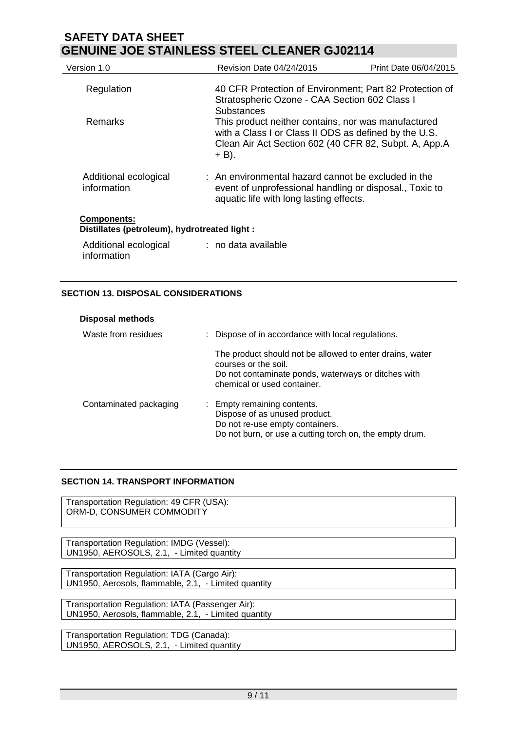| | |
|---|---|
| Regulation | 40 CFR Protection of Environment; Part 82 Protection of Stratospheric Ozone - CAA Section 602 Class I Substances |
| Remarks | This product neither contains, nor was manufactured with a Class I or Class II ODS as defined by the U.S. Clean Air Act Section 602 (40 CFR 82, Subpt. A, App.A + B). |
| Additional ecological information | : An environmental hazard cannot be excluded in the event of unprofessional handling or disposal., Toxic to aquatic life with long lasting effects. |

**Components:**

**Distillates (petroleum), hydrotreated light :**

| | |
|---|---|
| Additional ecological information | : no data available |

## SECTION 13. DISPOSAL CONSIDERATIONS

**Disposal methods**

| | |
|---|---|
| Waste from residues | : Dispose of in accordance with local regulations. The product should not be allowed to enter drains, water courses or the soil. Do not contaminate ponds, waterways or ditches with chemical or used container. |
| Contaminated packaging | : Empty remaining contents. Dispose of as unused product. Do not re-use empty containers. Do not burn, or use a cutting torch on, the empty drum. |

## SECTION 14. TRANSPORT INFORMATION

Transportation Regulation: 49 CFR (USA):
ORM-D, CONSUMER COMMODITY

Transportation Regulation: IMDG (Vessel):
UN1950, AEROSOLS, 2.1, - Limited quantity

Transportation Regulation: IATA (Cargo Air):
UN1950, Aerosols, flammable, 2.1, - Limited quantity

Transportation Regulation: IATA (Passenger Air):
UN1950, Aerosols, flammable, 2.1, - Limited quantity

Transportation Regulation: TDG (Canada):
UN1950, AEROSOLS, 2.1, - Limited quantity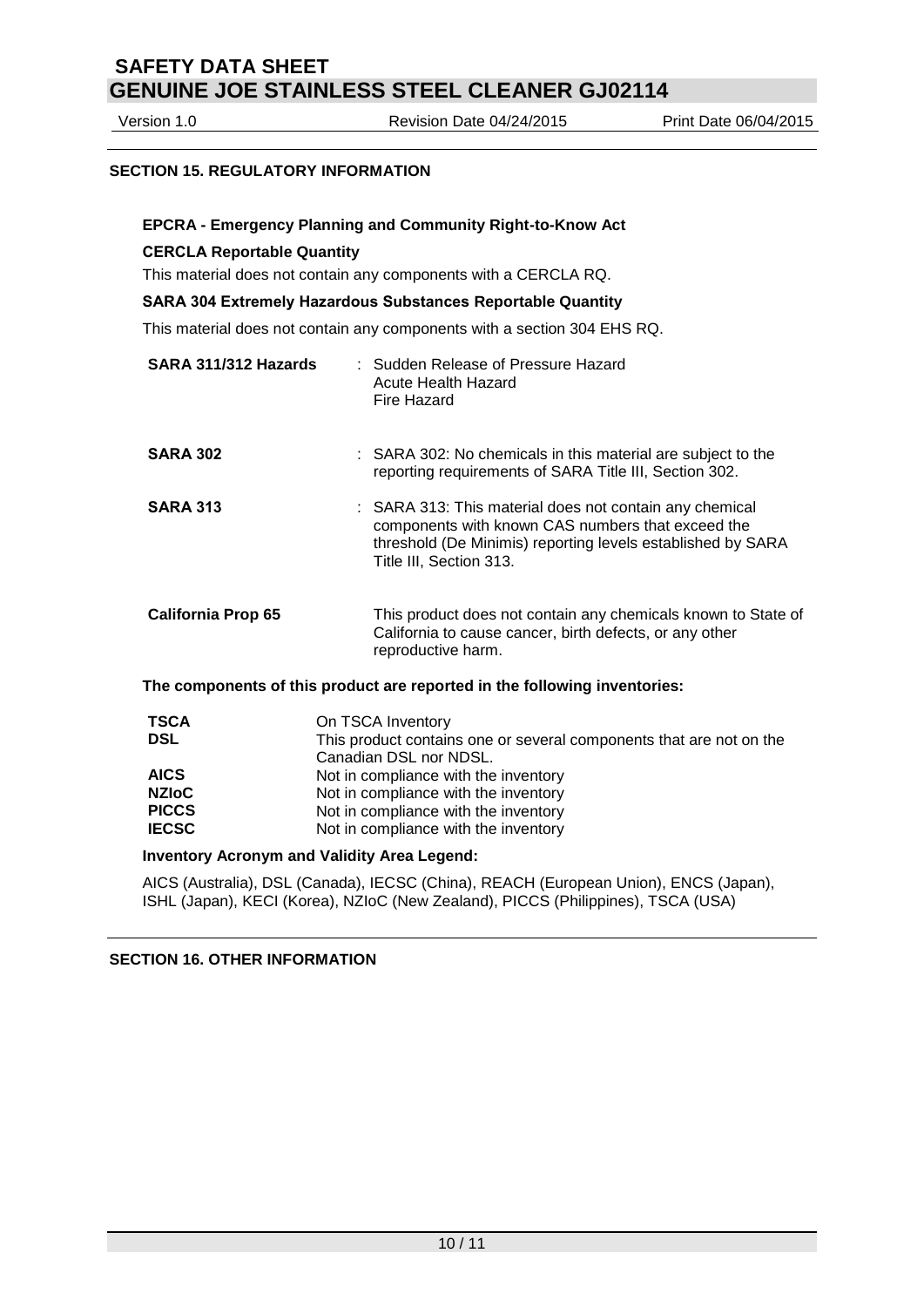## SECTION 15. REGULATORY INFORMATION

**EPCRA - Emergency Planning and Community Right-to-Know Act**

**CERCLA Reportable Quantity**

This material does not contain any components with a CERCLA RQ.

**SARA 304 Extremely Hazardous Substances Reportable Quantity**

This material does not contain any components with a section 304 EHS RQ.

| | |
|---|---|
| **SARA 311/312 Hazards** | : Sudden Release of Pressure Hazard<br>Acute Health Hazard<br>Fire Hazard |
| **SARA 302** | : SARA 302: No chemicals in this material are subject to the reporting requirements of SARA Title III, Section 302. |
| **SARA 313** | : SARA 313: This material does not contain any chemical components with known CAS numbers that exceed the threshold (De Minimis) reporting levels established by SARA Title III, Section 313. |
| **California Prop 65** | This product does not contain any chemicals known to State of California to cause cancer, birth defects, or any other reproductive harm. |

**The components of this product are reported in the following inventories:**

| | |
|---|---|
| **TSCA** | On TSCA Inventory |
| **DSL** | This product contains one or several components that are not on the Canadian DSL nor NDSL. |
| **AICS** | Not in compliance with the inventory |
| **NZIoC** | Not in compliance with the inventory |
| **PICCS** | Not in compliance with the inventory |
| **IECSC** | Not in compliance with the inventory |

**Inventory Acronym and Validity Area Legend:**

AICS (Australia), DSL (Canada), IECSC (China), REACH (European Union), ENCS (Japan), ISHL (Japan), KECI (Korea), NZIoC (New Zealand), PICCS (Philippines), TSCA (USA)

## SECTION 16. OTHER INFORMATION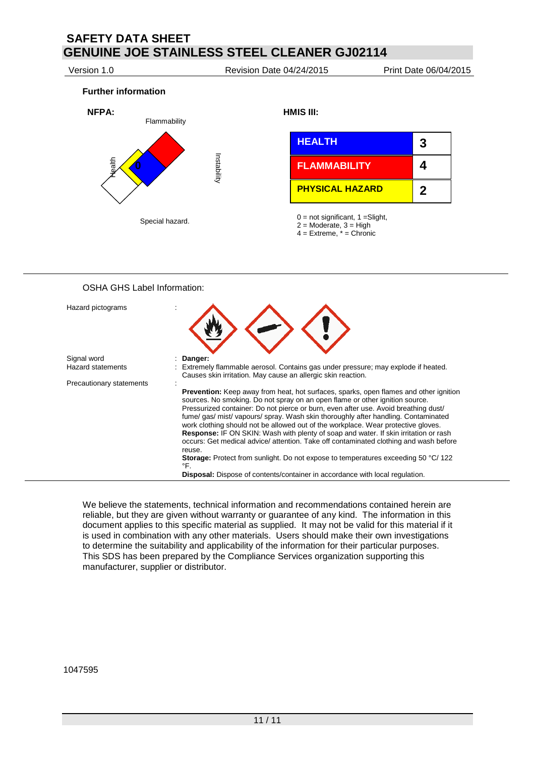## Further information

**NFPA:**

Flammability

Health

0

Instability

Special hazard.

**HMIS III:**

| | |
|---|---|
| **HEALTH** | **3** |
| **FLAMMABILITY** | **4** |
| **PHYSICAL HAZARD** | **2** |

0 = not significant, 1 =Slight,
2 = Moderate, 3 = High
4 = Extreme, * = Chronic

OSHA GHS Label Information:

| | | |
|---|---|---|
| Hazard pictograms | : | |
| Signal word | : | **Danger:** |
| Hazard statements | : | Extremely flammable aerosol. Contains gas under pressure; may explode if heated. Causes skin irritation. May cause an allergic skin reaction. |
| Precautionary statements | : | **Prevention:** Keep away from heat, hot surfaces, sparks, open flames and other ignition sources. No smoking. Do not spray on an open flame or other ignition source. Pressurized container: Do not pierce or burn, even after use. Avoid breathing dust/ fume/ gas/ mist/ vapours/ spray. Wash skin thoroughly after handling. Contaminated work clothing should not be allowed out of the workplace. Wear protective gloves.<br>**Response:** IF ON SKIN: Wash with plenty of soap and water. If skin irritation or rash occurs: Get medical advice/ attention. Take off contaminated clothing and wash before reuse.<br>**Storage:** Protect from sunlight. Do not expose to temperatures exceeding 50 °C/ 122 °F.<br>**Disposal:** Dispose of contents/container in accordance with local regulation. |

We believe the statements, technical information and recommendations contained herein are reliable, but they are given without warranty or guarantee of any kind. The information in this document applies to this specific material as supplied. It may not be valid for this material if it is used in combination with any other materials. Users should make their own investigations to determine the suitability and applicability of the information for their particular purposes. This SDS has been prepared by the Compliance Services organization supporting this manufacturer, supplier or distributor.

1047595